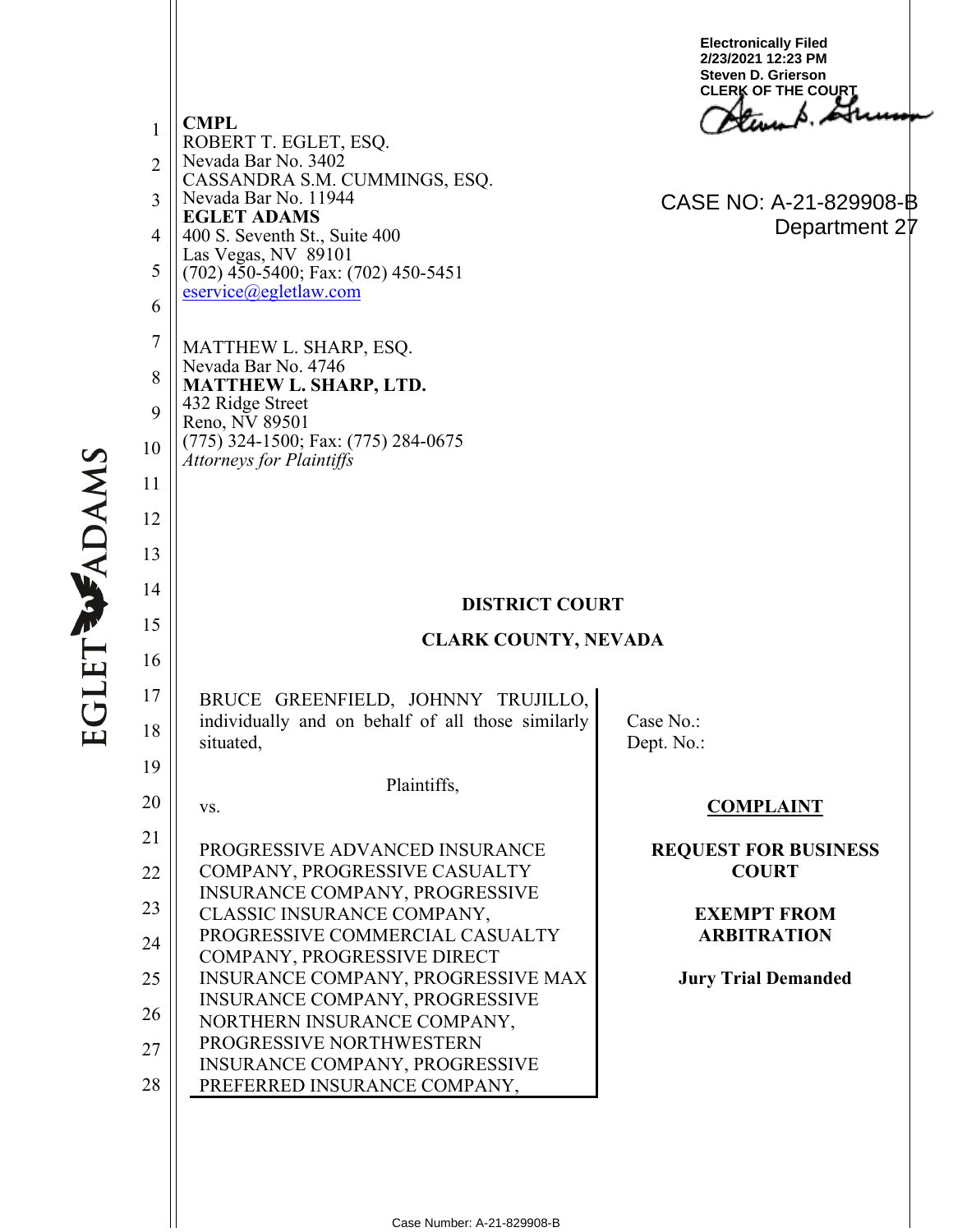Electronically Filed
2/23/2021 12:23 PM
Steven D. Grierson
CLERK OF THE COURT

CASE NO: A-21-829908-B
Department 27

**CMPL**
ROBERT T. EGLET, ESQ.
Nevada Bar No. 3402
CASSANDRA S.M. CUMMINGS, ESQ.
Nevada Bar No. 11944
**EGLET ADAMS**
400 S. Seventh St., Suite 400
Las Vegas, NV 89101
(702) 450-5400; Fax: (702) 450-5451
eservice@egletlaw.com

MATTHEW L. SHARP, ESQ.
Nevada Bar No. 4746
**MATTHEW L. SHARP, LTD.**
432 Ridge Street
Reno, NV 89501
(775) 324-1500; Fax: (775) 284-0675
*Attorneys for Plaintiffs*

**DISTRICT COURT**

**CLARK COUNTY, NEVADA**

BRUCE GREENFIELD, JOHNNY TRUJILLO, individually and on behalf of all those similarly situated,

Plaintiffs,

vs.

PROGRESSIVE ADVANCED INSURANCE COMPANY, PROGRESSIVE CASUALTY INSURANCE COMPANY, PROGRESSIVE CLASSIC INSURANCE COMPANY, PROGRESSIVE COMMERCIAL CASUALTY COMPANY, PROGRESSIVE DIRECT INSURANCE COMPANY, PROGRESSIVE MAX INSURANCE COMPANY, PROGRESSIVE NORTHERN INSURANCE COMPANY, PROGRESSIVE NORTHWESTERN INSURANCE COMPANY, PROGRESSIVE PREFERRED INSURANCE COMPANY,

Case No.:
Dept. No.:

**COMPLAINT**

**REQUEST FOR BUSINESS COURT**

**EXEMPT FROM ARBITRATION**

**Jury Trial Demanded**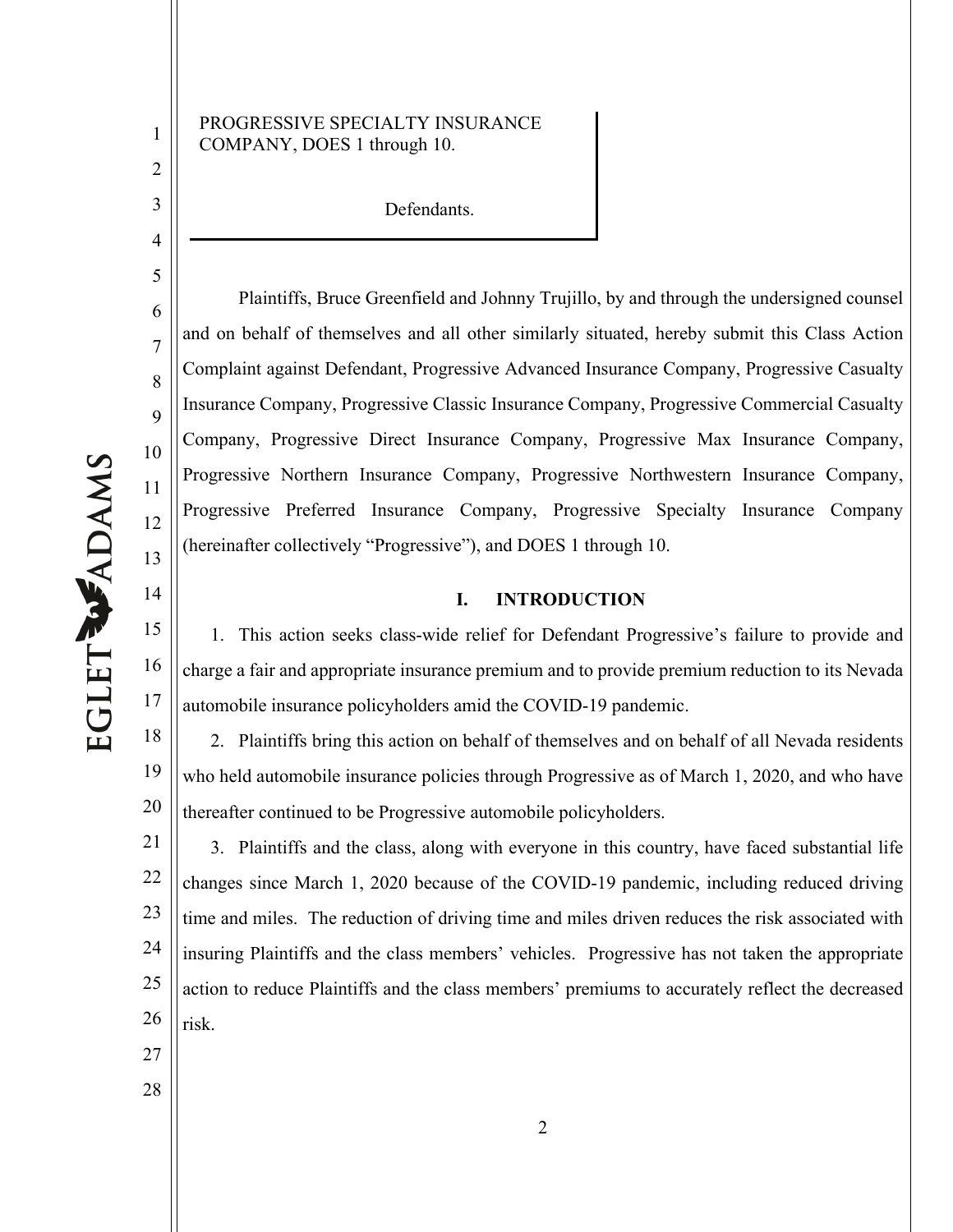PROGRESSIVE SPECIALTY INSURANCE COMPANY, DOES 1 through 10.

Defendants.

Plaintiffs, Bruce Greenfield and Johnny Trujillo, by and through the undersigned counsel and on behalf of themselves and all other similarly situated, hereby submit this Class Action Complaint against Defendant, Progressive Advanced Insurance Company, Progressive Casualty Insurance Company, Progressive Classic Insurance Company, Progressive Commercial Casualty Company, Progressive Direct Insurance Company, Progressive Max Insurance Company, Progressive Northern Insurance Company, Progressive Northwestern Insurance Company, Progressive Preferred Insurance Company, Progressive Specialty Insurance Company (hereinafter collectively "Progressive"), and DOES 1 through 10.

## I. INTRODUCTION

1. This action seeks class-wide relief for Defendant Progressive's failure to provide and charge a fair and appropriate insurance premium and to provide premium reduction to its Nevada automobile insurance policyholders amid the COVID-19 pandemic.

2. Plaintiffs bring this action on behalf of themselves and on behalf of all Nevada residents who held automobile insurance policies through Progressive as of March 1, 2020, and who have thereafter continued to be Progressive automobile policyholders.

3. Plaintiffs and the class, along with everyone in this country, have faced substantial life changes since March 1, 2020 because of the COVID-19 pandemic, including reduced driving time and miles. The reduction of driving time and miles driven reduces the risk associated with insuring Plaintiffs and the class members' vehicles. Progressive has not taken the appropriate action to reduce Plaintiffs and the class members' premiums to accurately reflect the decreased risk.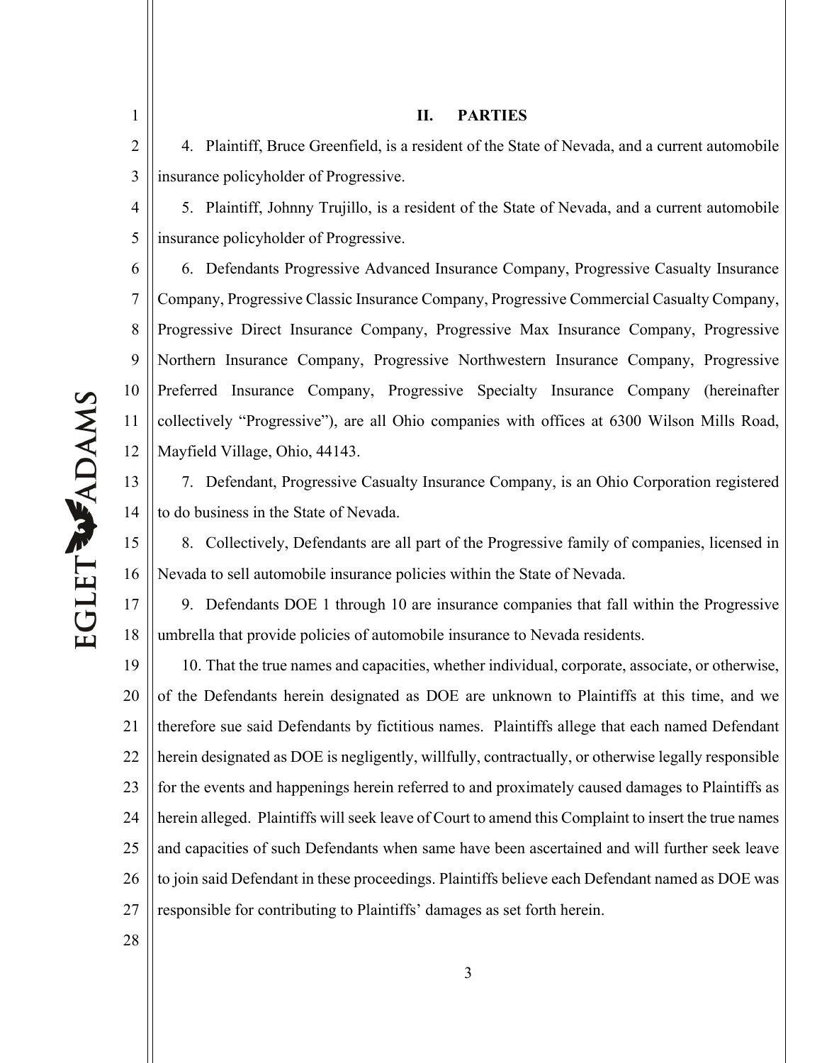## II. PARTIES

4. Plaintiff, Bruce Greenfield, is a resident of the State of Nevada, and a current automobile insurance policyholder of Progressive.

5. Plaintiff, Johnny Trujillo, is a resident of the State of Nevada, and a current automobile insurance policyholder of Progressive.

6. Defendants Progressive Advanced Insurance Company, Progressive Casualty Insurance Company, Progressive Classic Insurance Company, Progressive Commercial Casualty Company, Progressive Direct Insurance Company, Progressive Max Insurance Company, Progressive Northern Insurance Company, Progressive Northwestern Insurance Company, Progressive Preferred Insurance Company, Progressive Specialty Insurance Company (hereinafter collectively "Progressive"), are all Ohio companies with offices at 6300 Wilson Mills Road, Mayfield Village, Ohio, 44143.

7. Defendant, Progressive Casualty Insurance Company, is an Ohio Corporation registered to do business in the State of Nevada.

8. Collectively, Defendants are all part of the Progressive family of companies, licensed in Nevada to sell automobile insurance policies within the State of Nevada.

9. Defendants DOE 1 through 10 are insurance companies that fall within the Progressive umbrella that provide policies of automobile insurance to Nevada residents.

10. That the true names and capacities, whether individual, corporate, associate, or otherwise, of the Defendants herein designated as DOE are unknown to Plaintiffs at this time, and we therefore sue said Defendants by fictitious names. Plaintiffs allege that each named Defendant herein designated as DOE is negligently, willfully, contractually, or otherwise legally responsible for the events and happenings herein referred to and proximately caused damages to Plaintiffs as herein alleged. Plaintiffs will seek leave of Court to amend this Complaint to insert the true names and capacities of such Defendants when same have been ascertained and will further seek leave to join said Defendant in these proceedings. Plaintiffs believe each Defendant named as DOE was responsible for contributing to Plaintiffs' damages as set forth herein.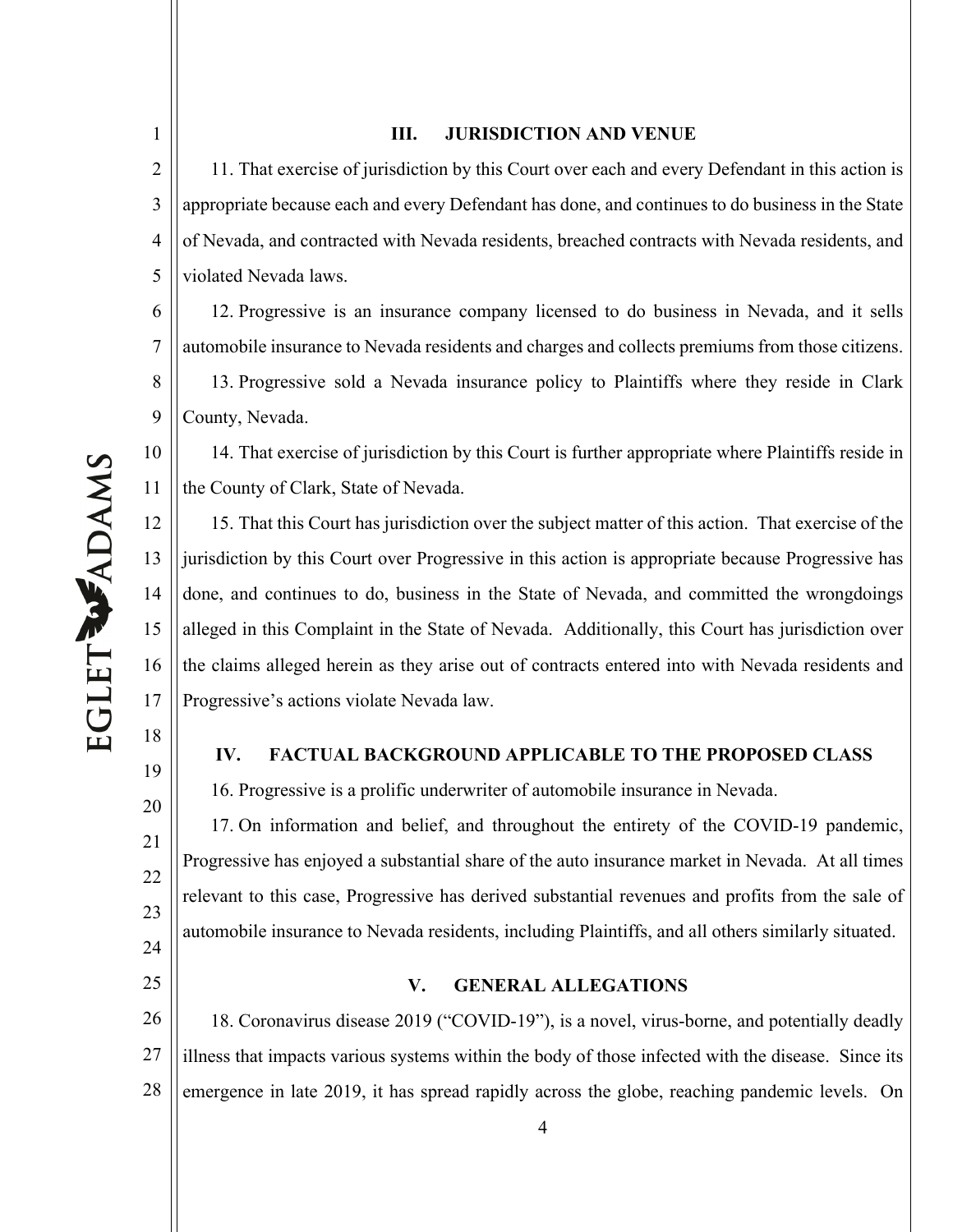## III. JURISDICTION AND VENUE

11. That exercise of jurisdiction by this Court over each and every Defendant in this action is appropriate because each and every Defendant has done, and continues to do business in the State of Nevada, and contracted with Nevada residents, breached contracts with Nevada residents, and violated Nevada laws.

12. Progressive is an insurance company licensed to do business in Nevada, and it sells automobile insurance to Nevada residents and charges and collects premiums from those citizens.

13. Progressive sold a Nevada insurance policy to Plaintiffs where they reside in Clark County, Nevada.

14. That exercise of jurisdiction by this Court is further appropriate where Plaintiffs reside in the County of Clark, State of Nevada.

15. That this Court has jurisdiction over the subject matter of this action. That exercise of the jurisdiction by this Court over Progressive in this action is appropriate because Progressive has done, and continues to do, business in the State of Nevada, and committed the wrongdoings alleged in this Complaint in the State of Nevada. Additionally, this Court has jurisdiction over the claims alleged herein as they arise out of contracts entered into with Nevada residents and Progressive's actions violate Nevada law.

## IV. FACTUAL BACKGROUND APPLICABLE TO THE PROPOSED CLASS

16. Progressive is a prolific underwriter of automobile insurance in Nevada.

17. On information and belief, and throughout the entirety of the COVID-19 pandemic, Progressive has enjoyed a substantial share of the auto insurance market in Nevada. At all times relevant to this case, Progressive has derived substantial revenues and profits from the sale of automobile insurance to Nevada residents, including Plaintiffs, and all others similarly situated.

## V. GENERAL ALLEGATIONS

18. Coronavirus disease 2019 ("COVID-19"), is a novel, virus-borne, and potentially deadly illness that impacts various systems within the body of those infected with the disease. Since its emergence in late 2019, it has spread rapidly across the globe, reaching pandemic levels. On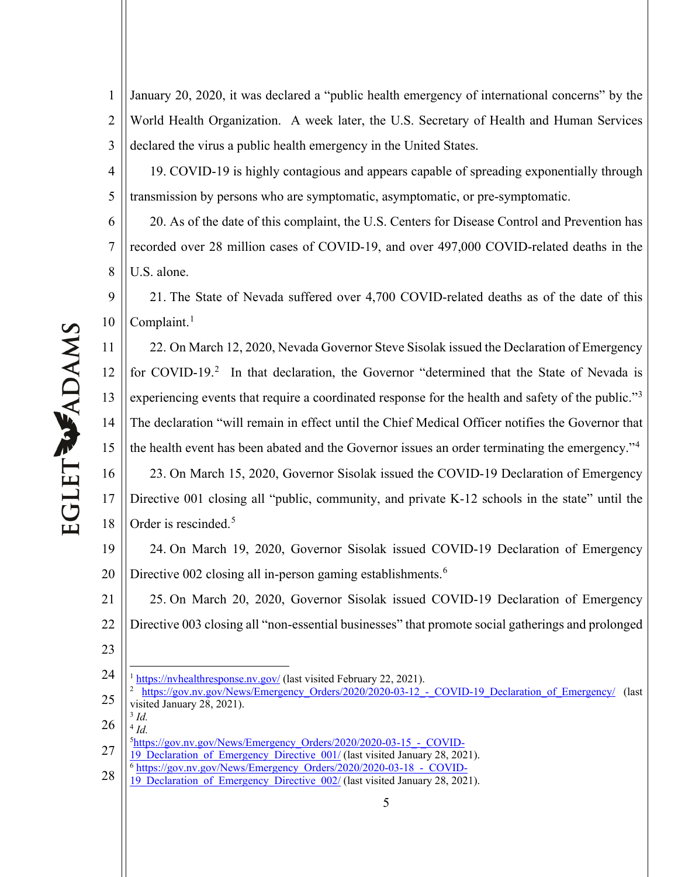January 20, 2020, it was declared a "public health emergency of international concerns" by the World Health Organization. A week later, the U.S. Secretary of Health and Human Services declared the virus a public health emergency in the United States.

19. COVID-19 is highly contagious and appears capable of spreading exponentially through transmission by persons who are symptomatic, asymptomatic, or pre-symptomatic.

20. As of the date of this complaint, the U.S. Centers for Disease Control and Prevention has recorded over 28 million cases of COVID-19, and over 497,000 COVID-related deaths in the U.S. alone.

21. The State of Nevada suffered over 4,700 COVID-related deaths as of the date of this Complaint.[1]

22. On March 12, 2020, Nevada Governor Steve Sisolak issued the Declaration of Emergency for COVID-19.[2] In that declaration, the Governor "determined that the State of Nevada is experiencing events that require a coordinated response for the health and safety of the public."[3] The declaration "will remain in effect until the Chief Medical Officer notifies the Governor that the health event has been abated and the Governor issues an order terminating the emergency."[4]

23. On March 15, 2020, Governor Sisolak issued the COVID-19 Declaration of Emergency Directive 001 closing all "public, community, and private K-12 schools in the state" until the Order is rescinded.[5]

24. On March 19, 2020, Governor Sisolak issued COVID-19 Declaration of Emergency Directive 002 closing all in-person gaming establishments.[6]

25. On March 20, 2020, Governor Sisolak issued COVID-19 Declaration of Emergency Directive 003 closing all "non-essential businesses" that promote social gatherings and prolonged

---

[1] https://nvhealthresponse.nv.gov/ (last visited February 22, 2021).

[2] https://gov.nv.gov/News/Emergency_Orders/2020/2020-03-12_-_COVID-19_Declaration_of_Emergency/ (last visited January 28, 2021).

[3] *Id.*

[4] *Id.*

[5] https://gov.nv.gov/News/Emergency_Orders/2020/2020-03-15_-_COVID-19_Declaration_of_Emergency_Directive_001/ (last visited January 28, 2021).

[6] https://gov.nv.gov/News/Emergency_Orders/2020/2020-03-18_-_COVID-19_Declaration_of_Emergency_Directive_002/ (last visited January 28, 2021).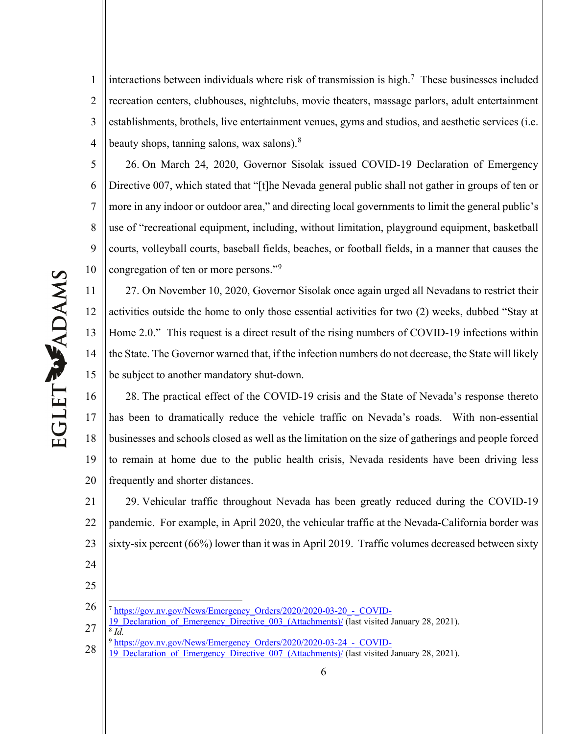interactions between individuals where risk of transmission is high.[7] These businesses included recreation centers, clubhouses, nightclubs, movie theaters, massage parlors, adult entertainment establishments, brothels, live entertainment venues, gyms and studios, and aesthetic services (i.e. beauty shops, tanning salons, wax salons).[8]

26. On March 24, 2020, Governor Sisolak issued COVID-19 Declaration of Emergency Directive 007, which stated that "[t]he Nevada general public shall not gather in groups of ten or more in any indoor or outdoor area," and directing local governments to limit the general public's use of "recreational equipment, including, without limitation, playground equipment, basketball courts, volleyball courts, baseball fields, beaches, or football fields, in a manner that causes the congregation of ten or more persons."[9]

27. On November 10, 2020, Governor Sisolak once again urged all Nevadans to restrict their activities outside the home to only those essential activities for two (2) weeks, dubbed "Stay at Home 2.0." This request is a direct result of the rising numbers of COVID-19 infections within the State. The Governor warned that, if the infection numbers do not decrease, the State will likely be subject to another mandatory shut-down.

28. The practical effect of the COVID-19 crisis and the State of Nevada's response thereto has been to dramatically reduce the vehicle traffic on Nevada's roads. With non-essential businesses and schools closed as well as the limitation on the size of gatherings and people forced to remain at home due to the public health crisis, Nevada residents have been driving less frequently and shorter distances.

29. Vehicular traffic throughout Nevada has been greatly reduced during the COVID-19 pandemic. For example, in April 2020, the vehicular traffic at the Nevada-California border was sixty-six percent (66%) lower than it was in April 2019. Traffic volumes decreased between sixty

---

[7] https://gov.nv.gov/News/Emergency_Orders/2020/2020-03-20_-_COVID-19_Declaration_of_Emergency_Directive_003_(Attachments)/ (last visited January 28, 2021).

[8] *Id.*

[9] https://gov.nv.gov/News/Emergency_Orders/2020/2020-03-24_-_COVID-19_Declaration_of_Emergency_Directive_007_(Attachments)/ (last visited January 28, 2021).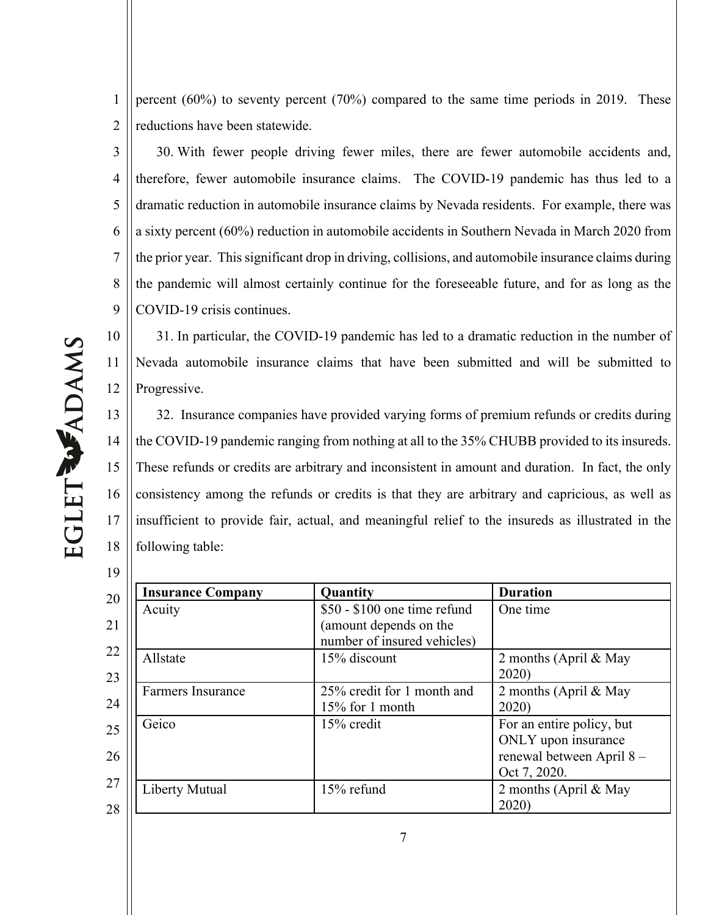percent (60%) to seventy percent (70%) compared to the same time periods in 2019. These reductions have been statewide.

30. With fewer people driving fewer miles, there are fewer automobile accidents and, therefore, fewer automobile insurance claims. The COVID-19 pandemic has thus led to a dramatic reduction in automobile insurance claims by Nevada residents. For example, there was a sixty percent (60%) reduction in automobile accidents in Southern Nevada in March 2020 from the prior year. This significant drop in driving, collisions, and automobile insurance claims during the pandemic will almost certainly continue for the foreseeable future, and for as long as the COVID-19 crisis continues.

31. In particular, the COVID-19 pandemic has led to a dramatic reduction in the number of Nevada automobile insurance claims that have been submitted and will be submitted to Progressive.

32. Insurance companies have provided varying forms of premium refunds or credits during the COVID-19 pandemic ranging from nothing at all to the 35% CHUBB provided to its insureds. These refunds or credits are arbitrary and inconsistent in amount and duration. In fact, the only consistency among the refunds or credits is that they are arbitrary and capricious, as well as insufficient to provide fair, actual, and meaningful relief to the insureds as illustrated in the following table:

| **Insurance Company** | **Quantity** | **Duration** |
|---|---|---|
| Acuity | $50 - $100 one time refund (amount depends on the number of insured vehicles) | One time |
| Allstate | 15% discount | 2 months (April & May 2020) |
| Farmers Insurance | 25% credit for 1 month and 15% for 1 month | 2 months (April & May 2020) |
| Geico | 15% credit | For an entire policy, but ONLY upon insurance renewal between April 8 – Oct 7, 2020. |
| Liberty Mutual | 15% refund | 2 months (April & May 2020) |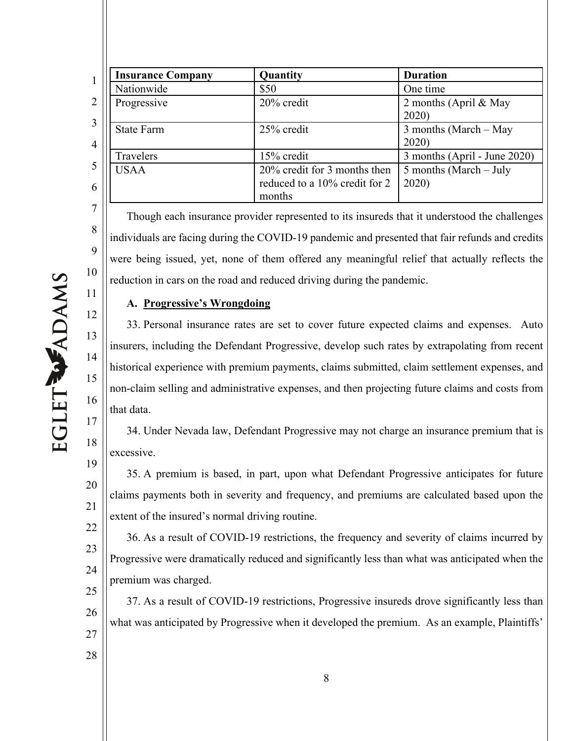| Insurance Company | Quantity | Duration |
| --- | --- | --- |
| Nationwide | $50 | One time |
| Progressive | 20% credit | 2 months (April & May 2020) |
| State Farm | 25% credit | 3 months (March – May 2020) |
| Travelers | 15% credit | 3 months (April - June 2020) |
| USAA | 20% credit for 3 months then reduced to a 10% credit for 2 months | 5 months (March – July 2020) |

Though each insurance provider represented to its insureds that it understood the challenges individuals are facing during the COVID-19 pandemic and presented that fair refunds and credits were being issued, yet, none of them offered any meaningful relief that actually reflects the reduction in cars on the road and reduced driving during the pandemic.

**A. <u>Progressive's Wrongdoing</u>**

33. Personal insurance rates are set to cover future expected claims and expenses. Auto insurers, including the Defendant Progressive, develop such rates by extrapolating from recent historical experience with premium payments, claims submitted, claim settlement expenses, and non-claim selling and administrative expenses, and then projecting future claims and costs from that data.

34. Under Nevada law, Defendant Progressive may not charge an insurance premium that is excessive.

35. A premium is based, in part, upon what Defendant Progressive anticipates for future claims payments both in severity and frequency, and premiums are calculated based upon the extent of the insured's normal driving routine.

36. As a result of COVID-19 restrictions, the frequency and severity of claims incurred by Progressive were dramatically reduced and significantly less than what was anticipated when the premium was charged.

37. As a result of COVID-19 restrictions, Progressive insureds drove significantly less than what was anticipated by Progressive when it developed the premium. As an example, Plaintiffs'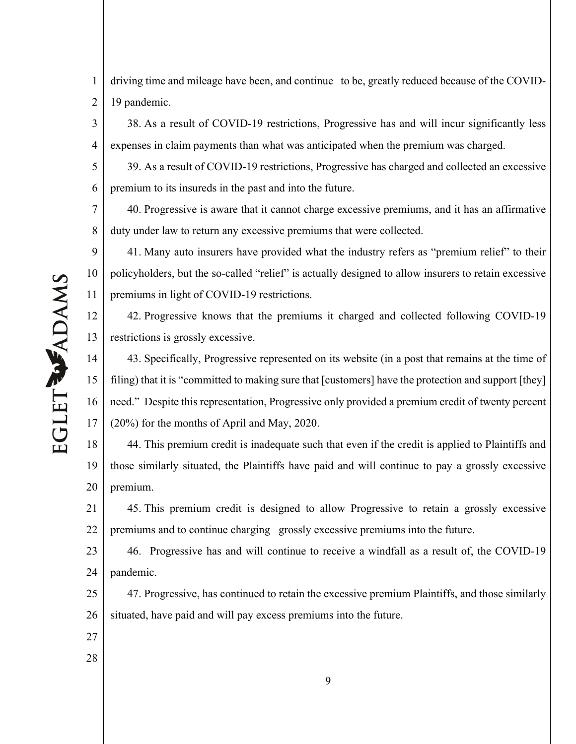driving time and mileage have been, and continue to be, greatly reduced because of the COVID-19 pandemic.

38. As a result of COVID-19 restrictions, Progressive has and will incur significantly less expenses in claim payments than what was anticipated when the premium was charged.

39. As a result of COVID-19 restrictions, Progressive has charged and collected an excessive premium to its insureds in the past and into the future.

40. Progressive is aware that it cannot charge excessive premiums, and it has an affirmative duty under law to return any excessive premiums that were collected.

41. Many auto insurers have provided what the industry refers as "premium relief" to their policyholders, but the so-called "relief" is actually designed to allow insurers to retain excessive premiums in light of COVID-19 restrictions.

42. Progressive knows that the premiums it charged and collected following COVID-19 restrictions is grossly excessive.

43. Specifically, Progressive represented on its website (in a post that remains at the time of filing) that it is "committed to making sure that [customers] have the protection and support [they] need." Despite this representation, Progressive only provided a premium credit of twenty percent (20%) for the months of April and May, 2020.

44. This premium credit is inadequate such that even if the credit is applied to Plaintiffs and those similarly situated, the Plaintiffs have paid and will continue to pay a grossly excessive premium.

45. This premium credit is designed to allow Progressive to retain a grossly excessive premiums and to continue charging grossly excessive premiums into the future.

46. Progressive has and will continue to receive a windfall as a result of, the COVID-19 pandemic.

47. Progressive, has continued to retain the excessive premium Plaintiffs, and those similarly situated, have paid and will pay excess premiums into the future.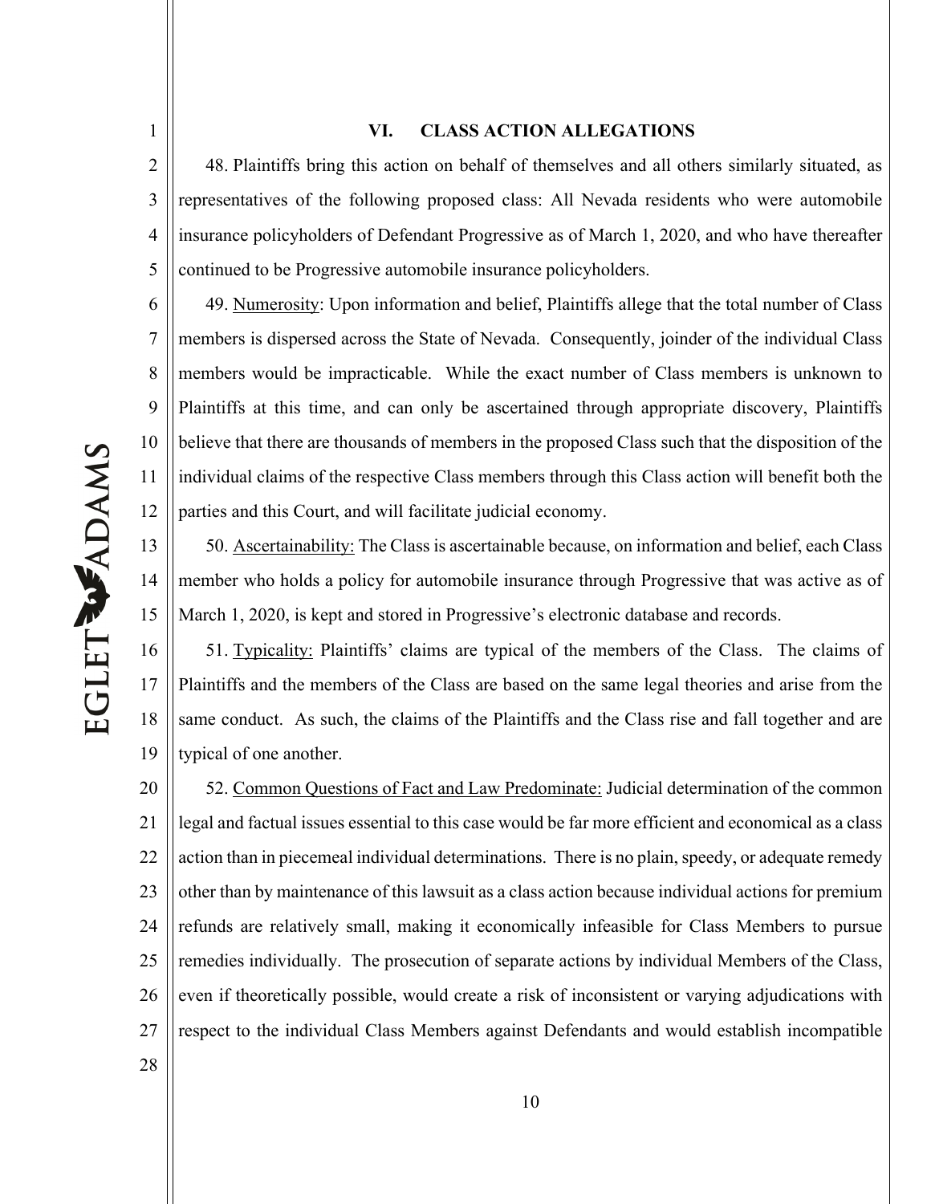## VI. CLASS ACTION ALLEGATIONS

48. Plaintiffs bring this action on behalf of themselves and all others similarly situated, as representatives of the following proposed class: All Nevada residents who were automobile insurance policyholders of Defendant Progressive as of March 1, 2020, and who have thereafter continued to be Progressive automobile insurance policyholders.

49. Numerosity: Upon information and belief, Plaintiffs allege that the total number of Class members is dispersed across the State of Nevada. Consequently, joinder of the individual Class members would be impracticable. While the exact number of Class members is unknown to Plaintiffs at this time, and can only be ascertained through appropriate discovery, Plaintiffs believe that there are thousands of members in the proposed Class such that the disposition of the individual claims of the respective Class members through this Class action will benefit both the parties and this Court, and will facilitate judicial economy.

50. Ascertainability: The Class is ascertainable because, on information and belief, each Class member who holds a policy for automobile insurance through Progressive that was active as of March 1, 2020, is kept and stored in Progressive's electronic database and records.

51. Typicality: Plaintiffs' claims are typical of the members of the Class. The claims of Plaintiffs and the members of the Class are based on the same legal theories and arise from the same conduct. As such, the claims of the Plaintiffs and the Class rise and fall together and are typical of one another.

52. Common Questions of Fact and Law Predominate: Judicial determination of the common legal and factual issues essential to this case would be far more efficient and economical as a class action than in piecemeal individual determinations. There is no plain, speedy, or adequate remedy other than by maintenance of this lawsuit as a class action because individual actions for premium refunds are relatively small, making it economically infeasible for Class Members to pursue remedies individually. The prosecution of separate actions by individual Members of the Class, even if theoretically possible, would create a risk of inconsistent or varying adjudications with respect to the individual Class Members against Defendants and would establish incompatible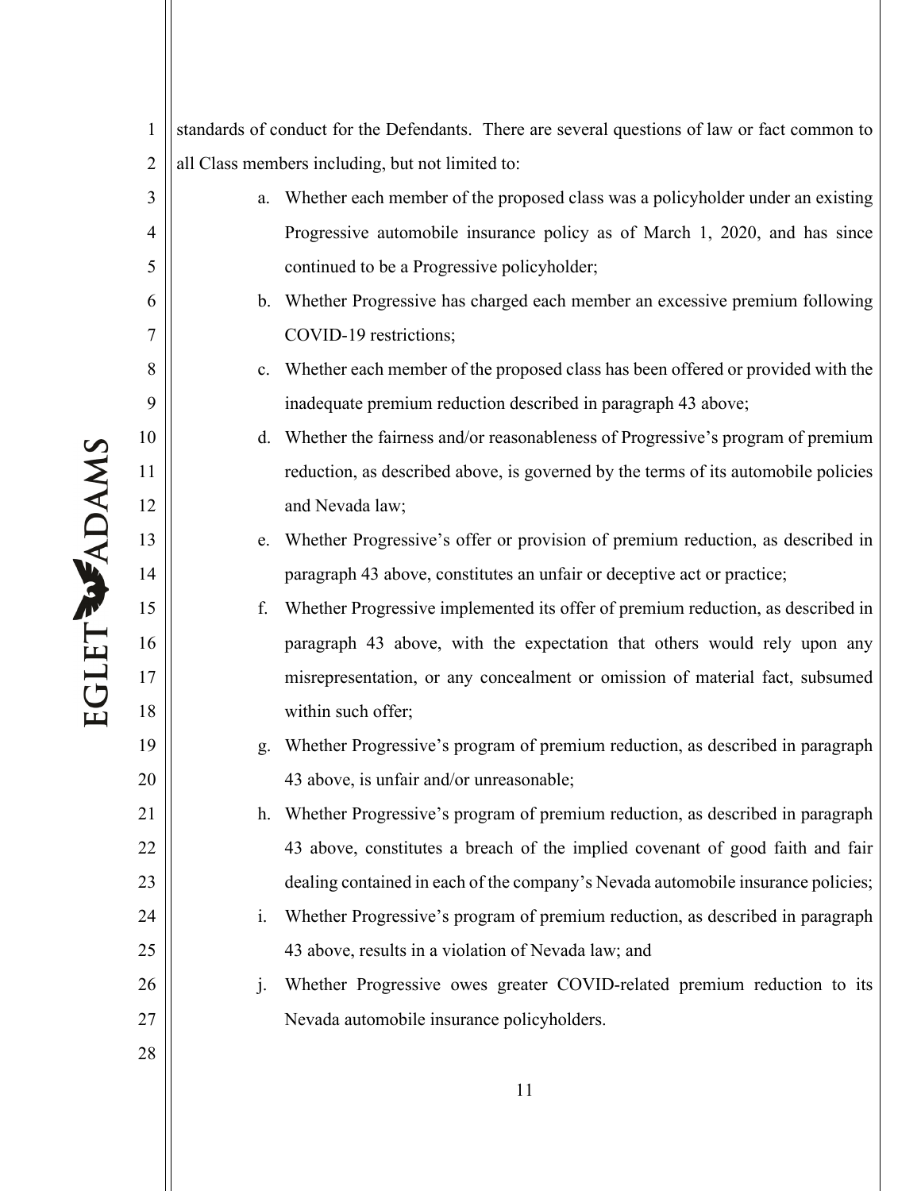standards of conduct for the Defendants. There are several questions of law or fact common to all Class members including, but not limited to:

a. Whether each member of the proposed class was a policyholder under an existing Progressive automobile insurance policy as of March 1, 2020, and has since continued to be a Progressive policyholder;

b. Whether Progressive has charged each member an excessive premium following COVID-19 restrictions;

c. Whether each member of the proposed class has been offered or provided with the inadequate premium reduction described in paragraph 43 above;

d. Whether the fairness and/or reasonableness of Progressive's program of premium reduction, as described above, is governed by the terms of its automobile policies and Nevada law;

e. Whether Progressive's offer or provision of premium reduction, as described in paragraph 43 above, constitutes an unfair or deceptive act or practice;

f. Whether Progressive implemented its offer of premium reduction, as described in paragraph 43 above, with the expectation that others would rely upon any misrepresentation, or any concealment or omission of material fact, subsumed within such offer;

g. Whether Progressive's program of premium reduction, as described in paragraph 43 above, is unfair and/or unreasonable;

h. Whether Progressive's program of premium reduction, as described in paragraph 43 above, constitutes a breach of the implied covenant of good faith and fair dealing contained in each of the company's Nevada automobile insurance policies;

i. Whether Progressive's program of premium reduction, as described in paragraph 43 above, results in a violation of Nevada law; and

j. Whether Progressive owes greater COVID-related premium reduction to its Nevada automobile insurance policyholders.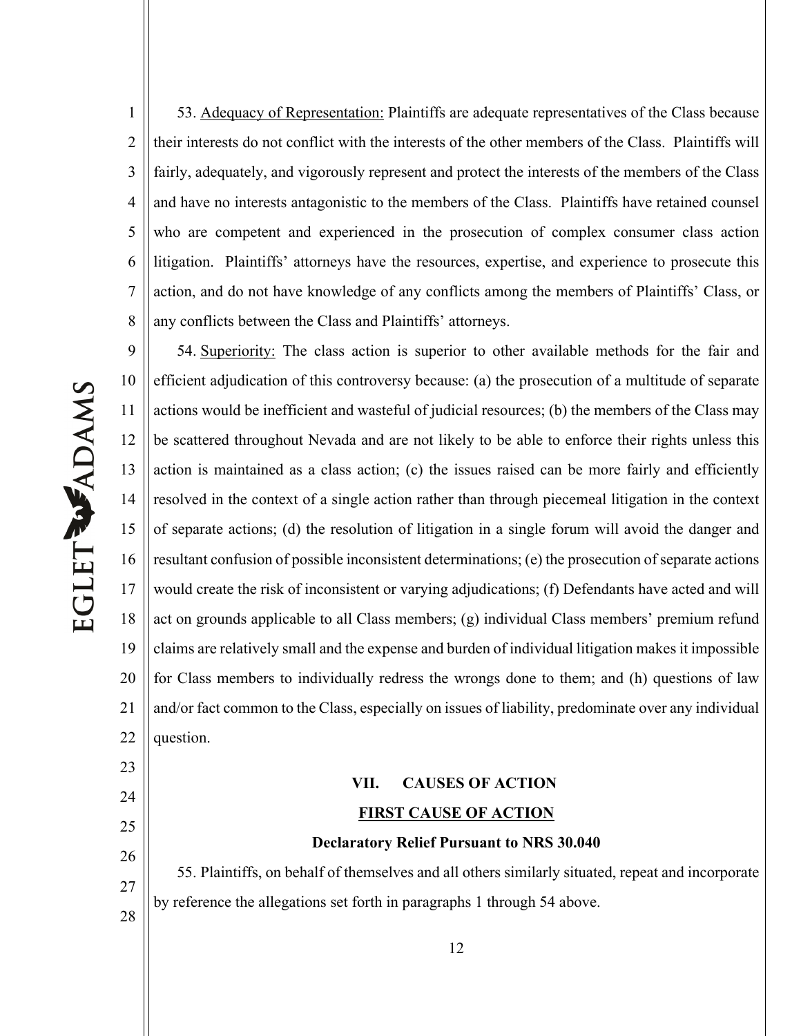53. Adequacy of Representation: Plaintiffs are adequate representatives of the Class because their interests do not conflict with the interests of the other members of the Class. Plaintiffs will fairly, adequately, and vigorously represent and protect the interests of the members of the Class and have no interests antagonistic to the members of the Class. Plaintiffs have retained counsel who are competent and experienced in the prosecution of complex consumer class action litigation. Plaintiffs' attorneys have the resources, expertise, and experience to prosecute this action, and do not have knowledge of any conflicts among the members of Plaintiffs' Class, or any conflicts between the Class and Plaintiffs' attorneys.

54. Superiority: The class action is superior to other available methods for the fair and efficient adjudication of this controversy because: (a) the prosecution of a multitude of separate actions would be inefficient and wasteful of judicial resources; (b) the members of the Class may be scattered throughout Nevada and are not likely to be able to enforce their rights unless this action is maintained as a class action; (c) the issues raised can be more fairly and efficiently resolved in the context of a single action rather than through piecemeal litigation in the context of separate actions; (d) the resolution of litigation in a single forum will avoid the danger and resultant confusion of possible inconsistent determinations; (e) the prosecution of separate actions would create the risk of inconsistent or varying adjudications; (f) Defendants have acted and will act on grounds applicable to all Class members; (g) individual Class members' premium refund claims are relatively small and the expense and burden of individual litigation makes it impossible for Class members to individually redress the wrongs done to them; and (h) questions of law and/or fact common to the Class, especially on issues of liability, predominate over any individual question.

## VII. CAUSES OF ACTION

### FIRST CAUSE OF ACTION

### Declaratory Relief Pursuant to NRS 30.040

55. Plaintiffs, on behalf of themselves and all others similarly situated, repeat and incorporate by reference the allegations set forth in paragraphs 1 through 54 above.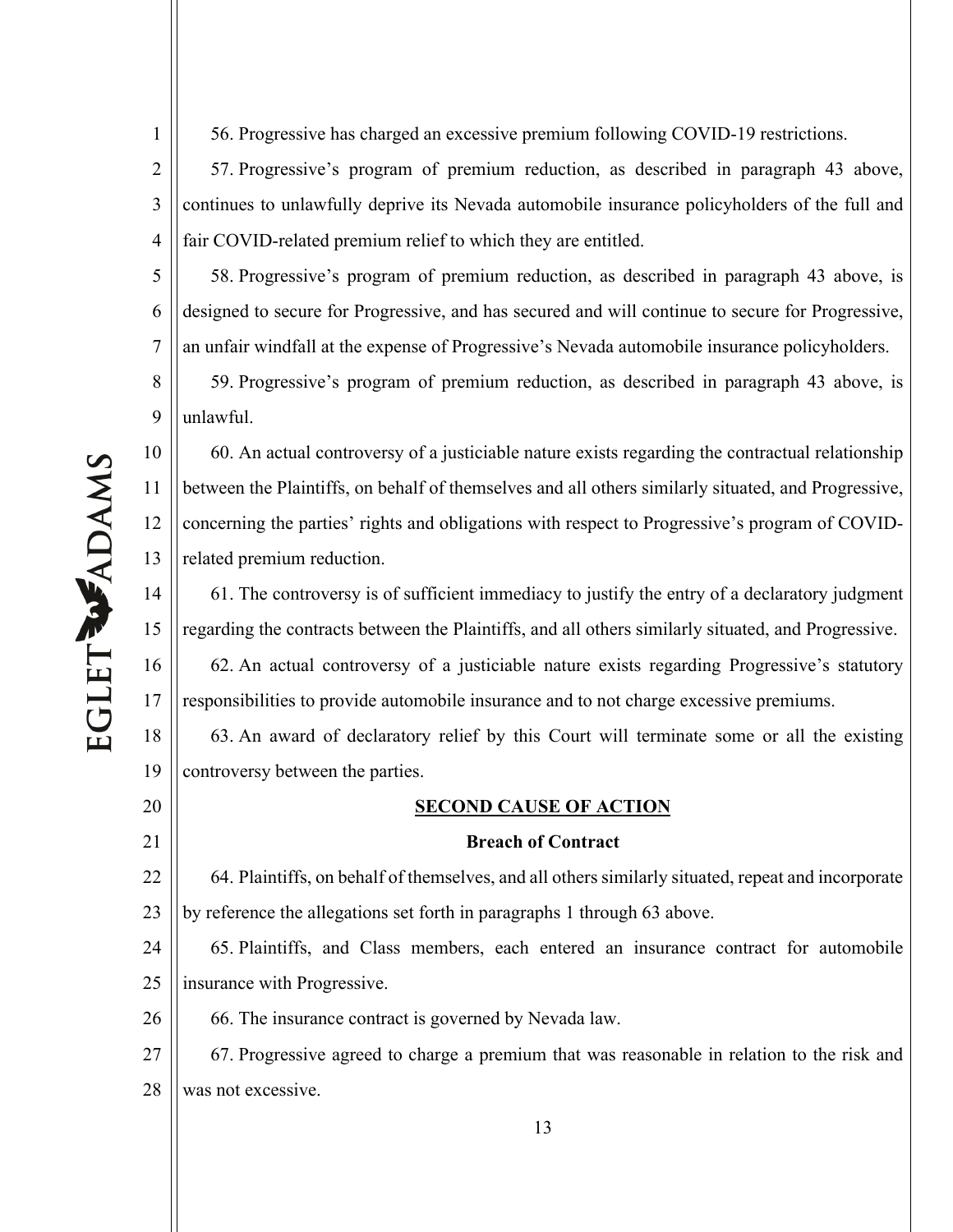56. Progressive has charged an excessive premium following COVID-19 restrictions.

57. Progressive's program of premium reduction, as described in paragraph 43 above, continues to unlawfully deprive its Nevada automobile insurance policyholders of the full and fair COVID-related premium relief to which they are entitled.

58. Progressive's program of premium reduction, as described in paragraph 43 above, is designed to secure for Progressive, and has secured and will continue to secure for Progressive, an unfair windfall at the expense of Progressive's Nevada automobile insurance policyholders.

59. Progressive's program of premium reduction, as described in paragraph 43 above, is unlawful.

60. An actual controversy of a justiciable nature exists regarding the contractual relationship between the Plaintiffs, on behalf of themselves and all others similarly situated, and Progressive, concerning the parties' rights and obligations with respect to Progressive's program of COVID-related premium reduction.

61. The controversy is of sufficient immediacy to justify the entry of a declaratory judgment regarding the contracts between the Plaintiffs, and all others similarly situated, and Progressive.

62. An actual controversy of a justiciable nature exists regarding Progressive's statutory responsibilities to provide automobile insurance and to not charge excessive premiums.

63. An award of declaratory relief by this Court will terminate some or all the existing controversy between the parties.

## SECOND CAUSE OF ACTION

### Breach of Contract

64. Plaintiffs, on behalf of themselves, and all others similarly situated, repeat and incorporate by reference the allegations set forth in paragraphs 1 through 63 above.

65. Plaintiffs, and Class members, each entered an insurance contract for automobile insurance with Progressive.

66. The insurance contract is governed by Nevada law.

67. Progressive agreed to charge a premium that was reasonable in relation to the risk and was not excessive.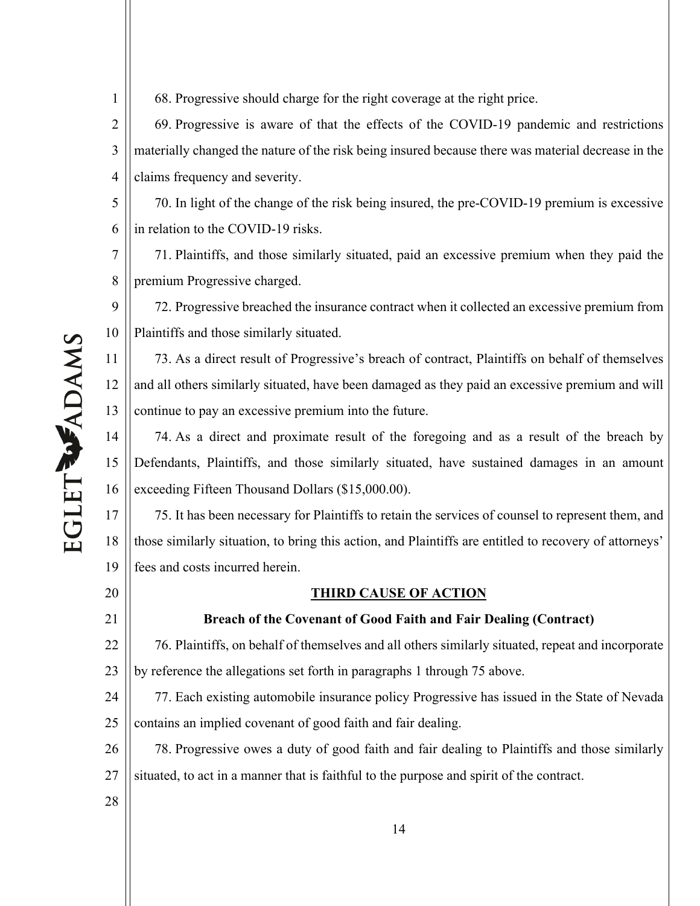68. Progressive should charge for the right coverage at the right price.

69. Progressive is aware of that the effects of the COVID-19 pandemic and restrictions materially changed the nature of the risk being insured because there was material decrease in the claims frequency and severity.

70. In light of the change of the risk being insured, the pre-COVID-19 premium is excessive in relation to the COVID-19 risks.

71. Plaintiffs, and those similarly situated, paid an excessive premium when they paid the premium Progressive charged.

72. Progressive breached the insurance contract when it collected an excessive premium from Plaintiffs and those similarly situated.

73. As a direct result of Progressive's breach of contract, Plaintiffs on behalf of themselves and all others similarly situated, have been damaged as they paid an excessive premium and will continue to pay an excessive premium into the future.

74. As a direct and proximate result of the foregoing and as a result of the breach by Defendants, Plaintiffs, and those similarly situated, have sustained damages in an amount exceeding Fifteen Thousand Dollars ($15,000.00).

75. It has been necessary for Plaintiffs to retain the services of counsel to represent them, and those similarly situation, to bring this action, and Plaintiffs are entitled to recovery of attorneys' fees and costs incurred herein.

## THIRD CAUSE OF ACTION

### Breach of the Covenant of Good Faith and Fair Dealing (Contract)

76. Plaintiffs, on behalf of themselves and all others similarly situated, repeat and incorporate by reference the allegations set forth in paragraphs 1 through 75 above.

77. Each existing automobile insurance policy Progressive has issued in the State of Nevada contains an implied covenant of good faith and fair dealing.

78. Progressive owes a duty of good faith and fair dealing to Plaintiffs and those similarly situated, to act in a manner that is faithful to the purpose and spirit of the contract.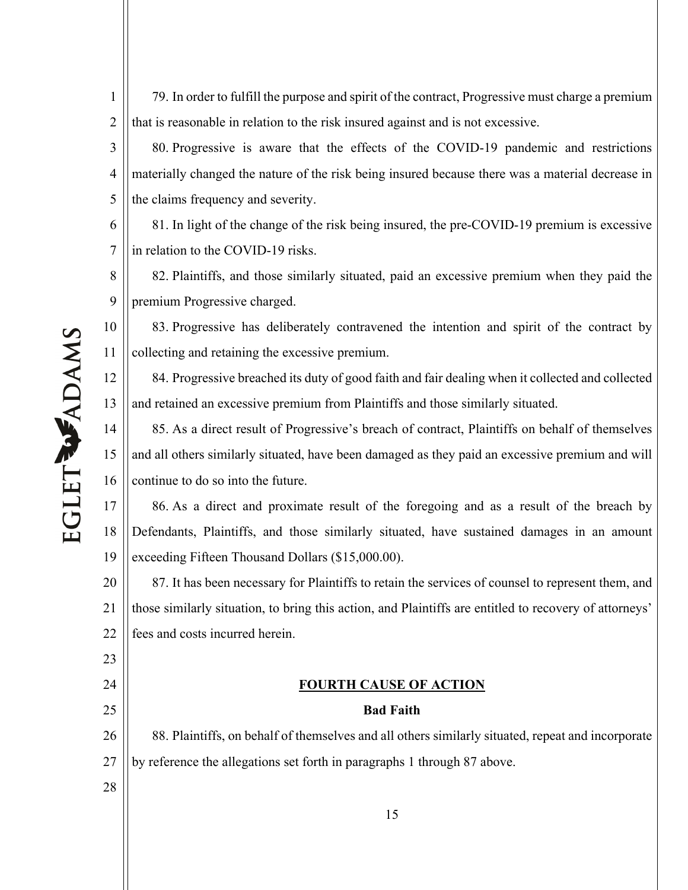79. In order to fulfill the purpose and spirit of the contract, Progressive must charge a premium that is reasonable in relation to the risk insured against and is not excessive.

80. Progressive is aware that the effects of the COVID-19 pandemic and restrictions materially changed the nature of the risk being insured because there was a material decrease in the claims frequency and severity.

81. In light of the change of the risk being insured, the pre-COVID-19 premium is excessive in relation to the COVID-19 risks.

82. Plaintiffs, and those similarly situated, paid an excessive premium when they paid the premium Progressive charged.

83. Progressive has deliberately contravened the intention and spirit of the contract by collecting and retaining the excessive premium.

84. Progressive breached its duty of good faith and fair dealing when it collected and collected and retained an excessive premium from Plaintiffs and those similarly situated.

85. As a direct result of Progressive's breach of contract, Plaintiffs on behalf of themselves and all others similarly situated, have been damaged as they paid an excessive premium and will continue to do so into the future.

86. As a direct and proximate result of the foregoing and as a result of the breach by Defendants, Plaintiffs, and those similarly situated, have sustained damages in an amount exceeding Fifteen Thousand Dollars ($15,000.00).

87. It has been necessary for Plaintiffs to retain the services of counsel to represent them, and those similarly situation, to bring this action, and Plaintiffs are entitled to recovery of attorneys' fees and costs incurred herein.

## FOURTH CAUSE OF ACTION

**Bad Faith**

88. Plaintiffs, on behalf of themselves and all others similarly situated, repeat and incorporate by reference the allegations set forth in paragraphs 1 through 87 above.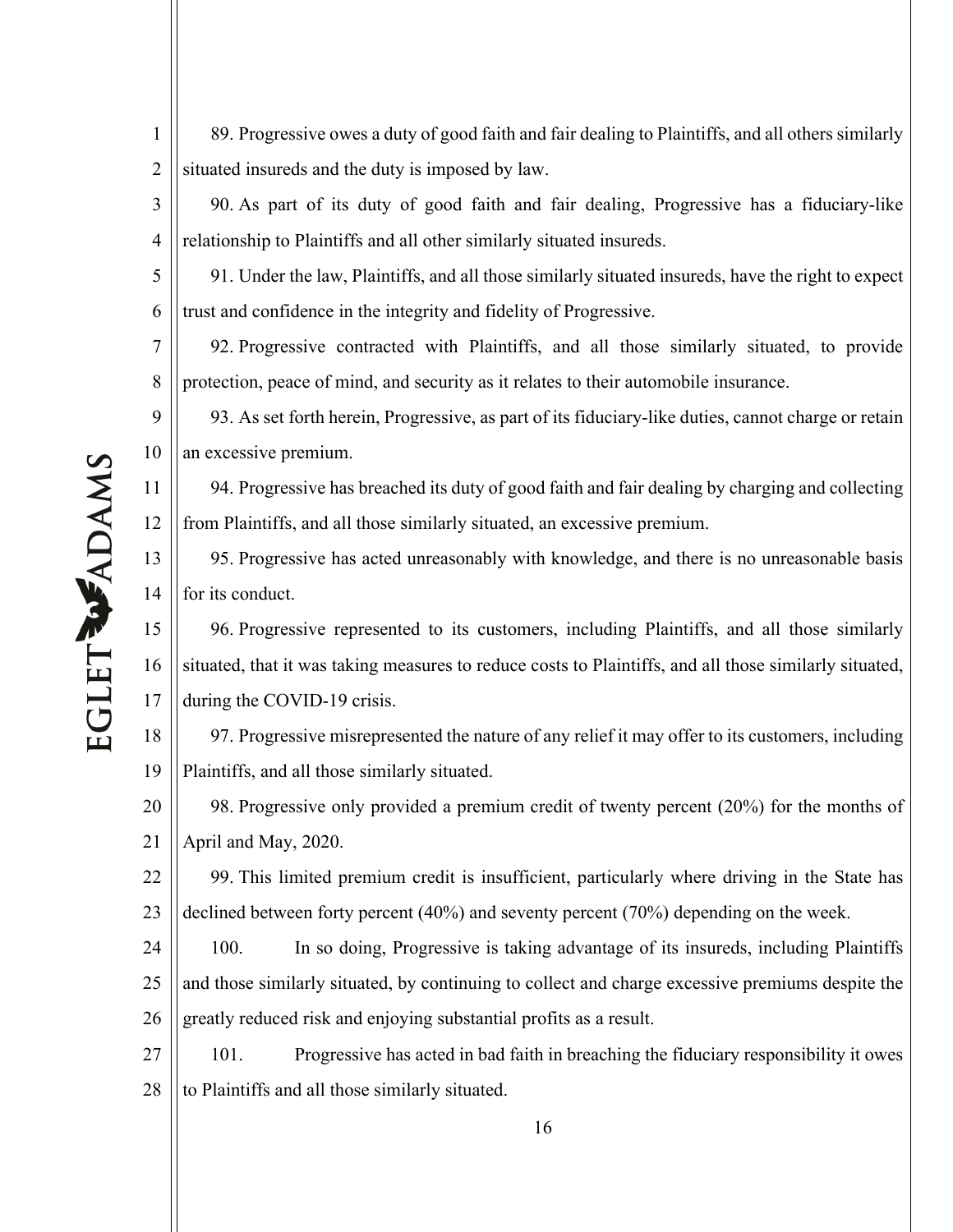89. Progressive owes a duty of good faith and fair dealing to Plaintiffs, and all others similarly situated insureds and the duty is imposed by law.

90. As part of its duty of good faith and fair dealing, Progressive has a fiduciary-like relationship to Plaintiffs and all other similarly situated insureds.

91. Under the law, Plaintiffs, and all those similarly situated insureds, have the right to expect trust and confidence in the integrity and fidelity of Progressive.

92. Progressive contracted with Plaintiffs, and all those similarly situated, to provide protection, peace of mind, and security as it relates to their automobile insurance.

93. As set forth herein, Progressive, as part of its fiduciary-like duties, cannot charge or retain an excessive premium.

94. Progressive has breached its duty of good faith and fair dealing by charging and collecting from Plaintiffs, and all those similarly situated, an excessive premium.

95. Progressive has acted unreasonably with knowledge, and there is no unreasonable basis for its conduct.

96. Progressive represented to its customers, including Plaintiffs, and all those similarly situated, that it was taking measures to reduce costs to Plaintiffs, and all those similarly situated, during the COVID-19 crisis.

97. Progressive misrepresented the nature of any relief it may offer to its customers, including Plaintiffs, and all those similarly situated.

98. Progressive only provided a premium credit of twenty percent (20%) for the months of April and May, 2020.

99. This limited premium credit is insufficient, particularly where driving in the State has declined between forty percent (40%) and seventy percent (70%) depending on the week.

100. In so doing, Progressive is taking advantage of its insureds, including Plaintiffs and those similarly situated, by continuing to collect and charge excessive premiums despite the greatly reduced risk and enjoying substantial profits as a result.

101. Progressive has acted in bad faith in breaching the fiduciary responsibility it owes to Plaintiffs and all those similarly situated.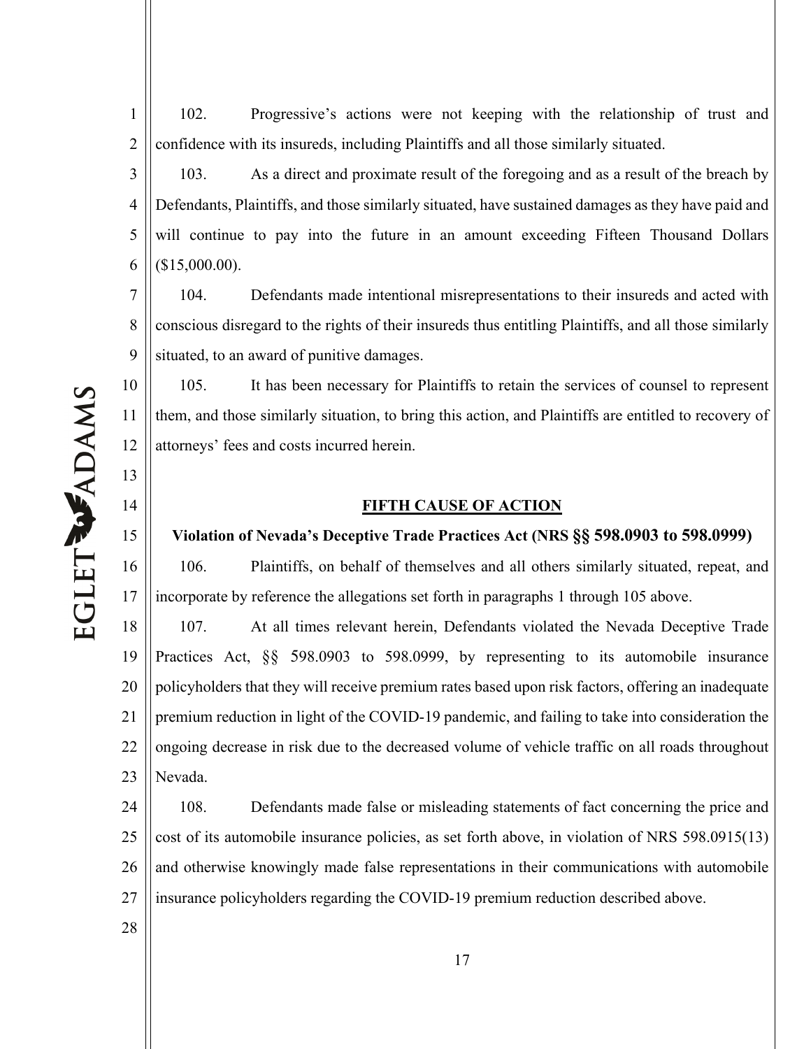102. Progressive's actions were not keeping with the relationship of trust and confidence with its insureds, including Plaintiffs and all those similarly situated.

103. As a direct and proximate result of the foregoing and as a result of the breach by Defendants, Plaintiffs, and those similarly situated, have sustained damages as they have paid and will continue to pay into the future in an amount exceeding Fifteen Thousand Dollars ($15,000.00).

104. Defendants made intentional misrepresentations to their insureds and acted with conscious disregard to the rights of their insureds thus entitling Plaintiffs, and all those similarly situated, to an award of punitive damages.

105. It has been necessary for Plaintiffs to retain the services of counsel to represent them, and those similarly situation, to bring this action, and Plaintiffs are entitled to recovery of attorneys' fees and costs incurred herein.

## FIFTH CAUSE OF ACTION

### Violation of Nevada's Deceptive Trade Practices Act (NRS §§ 598.0903 to 598.0999)

106. Plaintiffs, on behalf of themselves and all others similarly situated, repeat, and incorporate by reference the allegations set forth in paragraphs 1 through 105 above.

107. At all times relevant herein, Defendants violated the Nevada Deceptive Trade Practices Act, §§ 598.0903 to 598.0999, by representing to its automobile insurance policyholders that they will receive premium rates based upon risk factors, offering an inadequate premium reduction in light of the COVID-19 pandemic, and failing to take into consideration the ongoing decrease in risk due to the decreased volume of vehicle traffic on all roads throughout Nevada.

108. Defendants made false or misleading statements of fact concerning the price and cost of its automobile insurance policies, as set forth above, in violation of NRS 598.0915(13) and otherwise knowingly made false representations in their communications with automobile insurance policyholders regarding the COVID-19 premium reduction described above.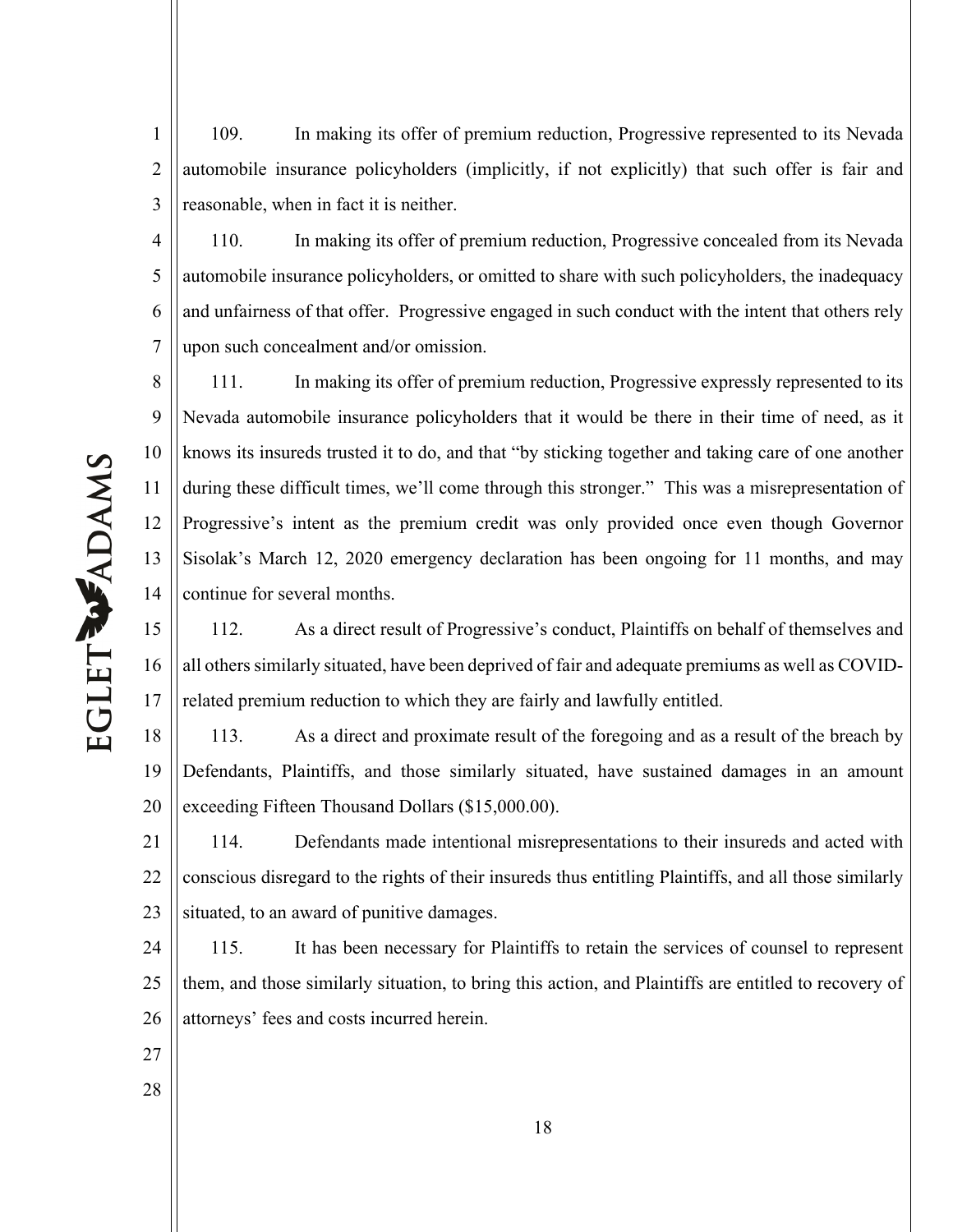109. In making its offer of premium reduction, Progressive represented to its Nevada automobile insurance policyholders (implicitly, if not explicitly) that such offer is fair and reasonable, when in fact it is neither.

110. In making its offer of premium reduction, Progressive concealed from its Nevada automobile insurance policyholders, or omitted to share with such policyholders, the inadequacy and unfairness of that offer. Progressive engaged in such conduct with the intent that others rely upon such concealment and/or omission.

111. In making its offer of premium reduction, Progressive expressly represented to its Nevada automobile insurance policyholders that it would be there in their time of need, as it knows its insureds trusted it to do, and that "by sticking together and taking care of one another during these difficult times, we'll come through this stronger." This was a misrepresentation of Progressive's intent as the premium credit was only provided once even though Governor Sisolak's March 12, 2020 emergency declaration has been ongoing for 11 months, and may continue for several months.

112. As a direct result of Progressive's conduct, Plaintiffs on behalf of themselves and all others similarly situated, have been deprived of fair and adequate premiums as well as COVID-related premium reduction to which they are fairly and lawfully entitled.

113. As a direct and proximate result of the foregoing and as a result of the breach by Defendants, Plaintiffs, and those similarly situated, have sustained damages in an amount exceeding Fifteen Thousand Dollars ($15,000.00).

114. Defendants made intentional misrepresentations to their insureds and acted with conscious disregard to the rights of their insureds thus entitling Plaintiffs, and all those similarly situated, to an award of punitive damages.

115. It has been necessary for Plaintiffs to retain the services of counsel to represent them, and those similarly situation, to bring this action, and Plaintiffs are entitled to recovery of attorneys' fees and costs incurred herein.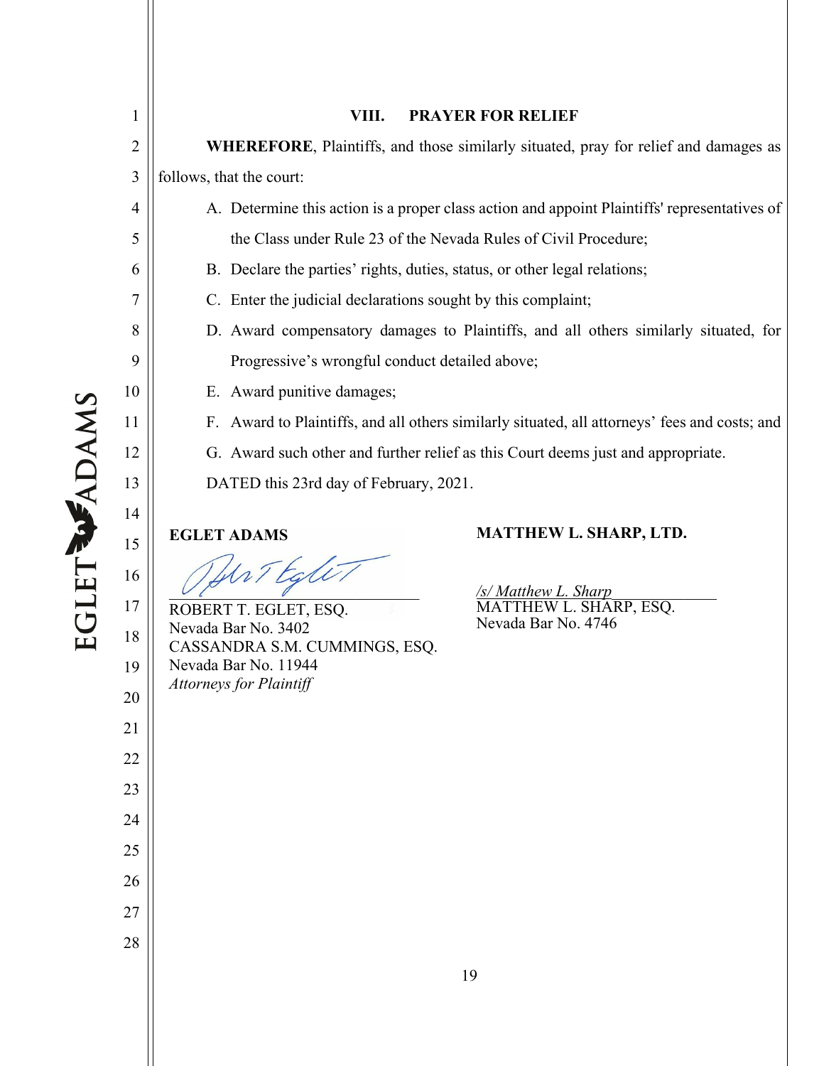## VIII. PRAYER FOR RELIEF

**WHEREFORE**, Plaintiffs, and those similarly situated, pray for relief and damages as follows, that the court:

A. Determine this action is a proper class action and appoint Plaintiffs' representatives of the Class under Rule 23 of the Nevada Rules of Civil Procedure;

B. Declare the parties' rights, duties, status, or other legal relations;

C. Enter the judicial declarations sought by this complaint;

D. Award compensatory damages to Plaintiffs, and all others similarly situated, for Progressive's wrongful conduct detailed above;

E. Award punitive damages;

F. Award to Plaintiffs, and all others similarly situated, all attorneys' fees and costs; and

G. Award such other and further relief as this Court deems just and appropriate.

DATED this 23rd day of February, 2021.

**EGLET ADAMS**

ROBERT T. EGLET, ESQ.
Nevada Bar No. 3402
CASSANDRA S.M. CUMMINGS, ESQ.
Nevada Bar No. 11944
*Attorneys for Plaintiff*

**MATTHEW L. SHARP, LTD.**

*/s/ Matthew L. Sharp*
MATTHEW L. SHARP, ESQ.
Nevada Bar No. 4746